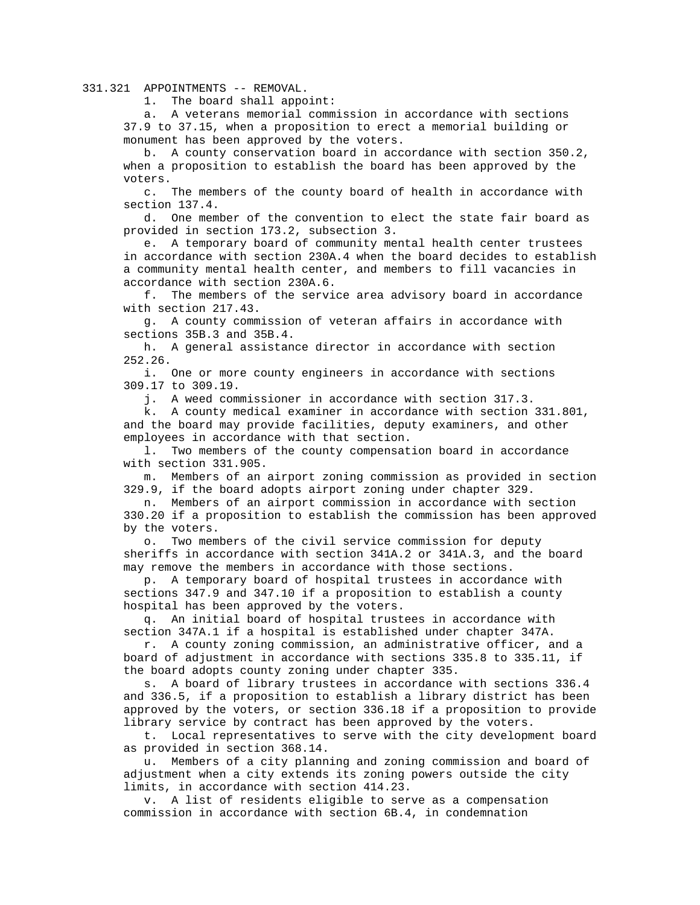331.321 APPOINTMENTS -- REMOVAL.

1. The board shall appoint:

a. A veterans memorial commission in accordance with sections 37.9 to 37.15, when a proposition to erect a memorial building or monument has been approved by the voters.

b. A county conservation board in accordance with section 350.2, when a proposition to establish the board has been approved by the voters.

c. The members of the county board of health in accordance with section 137.4.

d. One member of the convention to elect the state fair board as provided in section 173.2, subsection 3.

e. A temporary board of community mental health center trustees in accordance with section 230A.4 when the board decides to establish a community mental health center, and members to fill vacancies in accordance with section 230A.6.

f. The members of the service area advisory board in accordance with section 217.43.

g. A county commission of veteran affairs in accordance with sections 35B.3 and 35B.4.

h. A general assistance director in accordance with section 252.26.

i. One or more county engineers in accordance with sections 309.17 to 309.19.

j. A weed commissioner in accordance with section 317.3.

k. A county medical examiner in accordance with section 331.801, and the board may provide facilities, deputy examiners, and other employees in accordance with that section.

l. Two members of the county compensation board in accordance with section 331.905.

m. Members of an airport zoning commission as provided in section 329.9, if the board adopts airport zoning under chapter 329.

n. Members of an airport commission in accordance with section 330.20 if a proposition to establish the commission has been approved by the voters.

o. Two members of the civil service commission for deputy sheriffs in accordance with section 341A.2 or 341A.3, and the board may remove the members in accordance with those sections.

p. A temporary board of hospital trustees in accordance with sections 347.9 and 347.10 if a proposition to establish a county hospital has been approved by the voters.

q. An initial board of hospital trustees in accordance with section 347A.1 if a hospital is established under chapter 347A.

r. A county zoning commission, an administrative officer, and a board of adjustment in accordance with sections 335.8 to 335.11, if the board adopts county zoning under chapter 335.

s. A board of library trustees in accordance with sections 336.4 and 336.5, if a proposition to establish a library district has been approved by the voters, or section 336.18 if a proposition to provide library service by contract has been approved by the voters.

t. Local representatives to serve with the city development board as provided in section 368.14.

u. Members of a city planning and zoning commission and board of adjustment when a city extends its zoning powers outside the city limits, in accordance with section 414.23.

v. A list of residents eligible to serve as a compensation commission in accordance with section 6B.4, in condemnation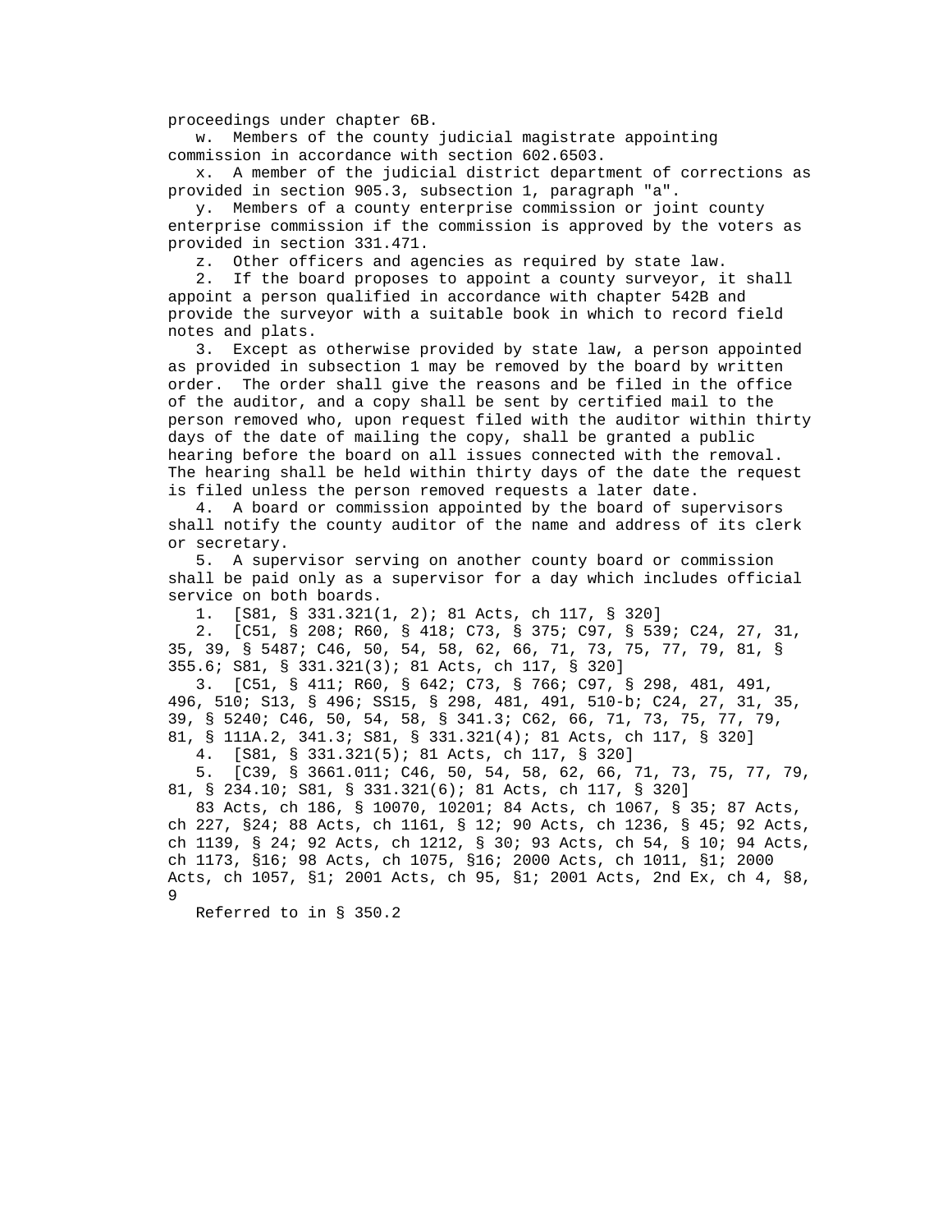proceedings under chapter 6B.

w. Members of the county judicial magistrate appointing commission in accordance with section 602.6503.

x. A member of the judicial district department of corrections as provided in section 905.3, subsection 1, paragraph "a".

y. Members of a county enterprise commission or joint county enterprise commission if the commission is approved by the voters as provided in section 331.471.

z. Other officers and agencies as required by state law.

2. If the board proposes to appoint a county surveyor, it shall appoint a person qualified in accordance with chapter 542B and provide the surveyor with a suitable book in which to record field notes and plats.

3. Except as otherwise provided by state law, a person appointed as provided in subsection 1 may be removed by the board by written order. The order shall give the reasons and be filed in the office of the auditor, and a copy shall be sent by certified mail to the person removed who, upon request filed with the auditor within thirty days of the date of mailing the copy, shall be granted a public hearing before the board on all issues connected with the removal. The hearing shall be held within thirty days of the date the request is filed unless the person removed requests a later date.

4. A board or commission appointed by the board of supervisors shall notify the county auditor of the name and address of its clerk or secretary.

5. A supervisor serving on another county board or commission shall be paid only as a supervisor for a day which includes official service on both boards.

1. [S81, § 331.321(1, 2); 81 Acts, ch 117, § 320]

2. [C51, § 208; R60, § 418; C73, § 375; C97, § 539; C24, 27, 31, 35, 39, § 5487; C46, 50, 54, 58, 62, 66, 71, 73, 75, 77, 79, 81, § 355.6; S81, § 331.321(3); 81 Acts, ch 117, § 320]

3. [C51, § 411; R60, § 642; C73, § 766; C97, § 298, 481, 491, 496, 510; S13, § 496; SS15, § 298, 481, 491, 510-b; C24, 27, 31, 35, 39, § 5240; C46, 50, 54, 58, § 341.3; C62, 66, 71, 73, 75, 77, 79, 81, § 111A.2, 341.3; S81, § 331.321(4); 81 Acts, ch 117, § 320]

4. [S81, § 331.321(5); 81 Acts, ch 117, § 320]

5. [C39, § 3661.011; C46, 50, 54, 58, 62, 66, 71, 73, 75, 77, 79, 81, § 234.10; S81, § 331.321(6); 81 Acts, ch 117, § 320]

83 Acts, ch 186, § 10070, 10201; 84 Acts, ch 1067, § 35; 87 Acts, ch 227, §24; 88 Acts, ch 1161, § 12; 90 Acts, ch 1236, § 45; 92 Acts, ch 1139, § 24; 92 Acts, ch 1212, § 30; 93 Acts, ch 54, § 10; 94 Acts, ch 1173, §16; 98 Acts, ch 1075, §16; 2000 Acts, ch 1011, §1; 2000 Acts, ch 1057, §1; 2001 Acts, ch 95, §1; 2001 Acts, 2nd Ex, ch 4, §8, 9

Referred to in § 350.2